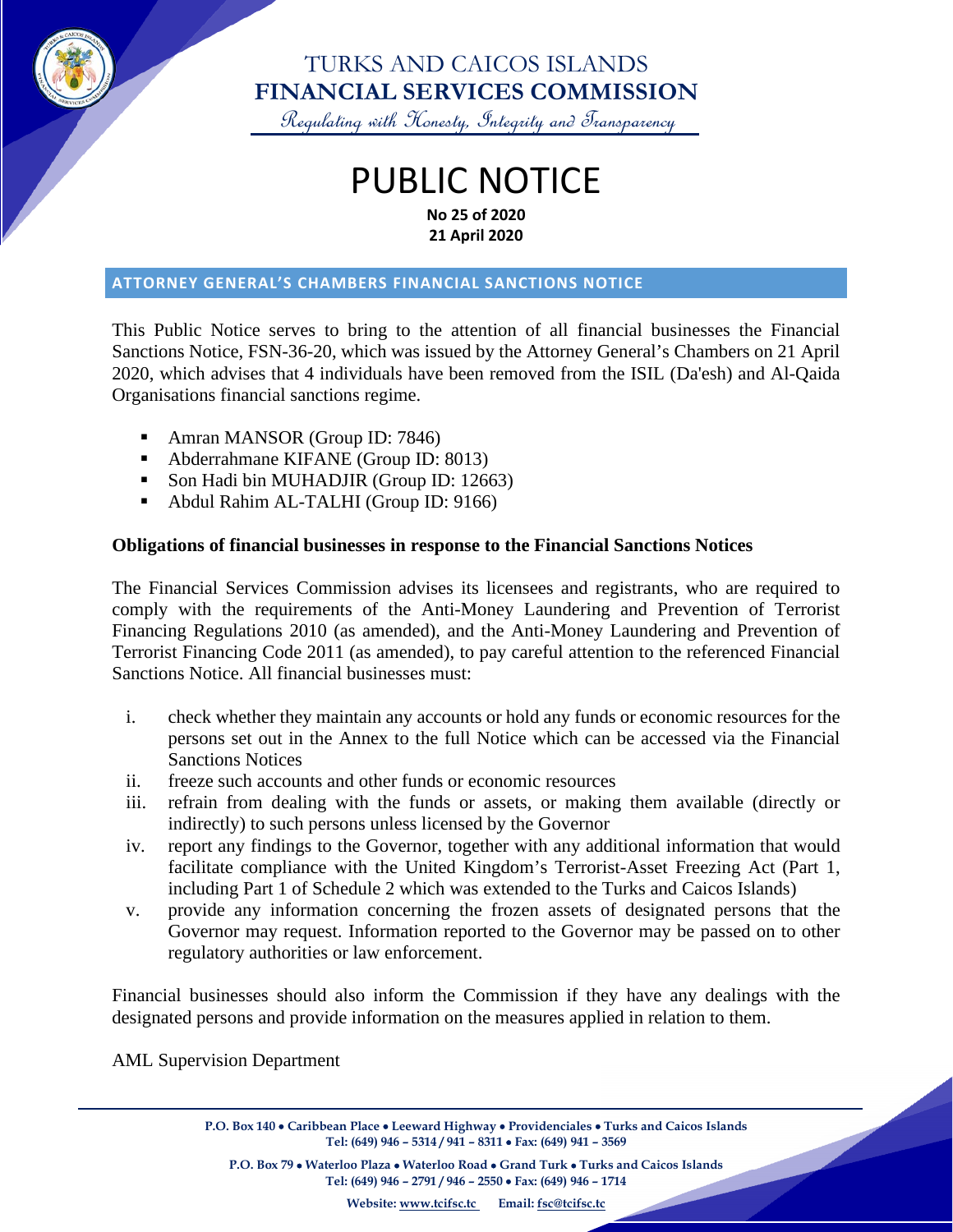# TURKS AND CAICOS ISLANDS
# FINANCIAL SERVICES COMMISSION

*Regulating with Honesty, Integrity and Transparency*

# PUBLIC NOTICE

**No 25 of 2020**
**21 April 2020**

## ATTORNEY GENERAL'S CHAMBERS FINANCIAL SANCTIONS NOTICE

This Public Notice serves to bring to the attention of all financial businesses the Financial Sanctions Notice, FSN-36-20, which was issued by the Attorney General's Chambers on 21 April 2020, which advises that 4 individuals have been removed from the ISIL (Da'esh) and Al-Qaida Organisations financial sanctions regime.

- Amran MANSOR (Group ID: 7846)
- Abderrahmane KIFANE (Group ID: 8013)
- Son Hadi bin MUHADJIR (Group ID: 12663)
- Abdul Rahim AL-TALHI (Group ID: 9166)

**Obligations of financial businesses in response to the Financial Sanctions Notices**

The Financial Services Commission advises its licensees and registrants, who are required to comply with the requirements of the Anti-Money Laundering and Prevention of Terrorist Financing Regulations 2010 (as amended), and the Anti-Money Laundering and Prevention of Terrorist Financing Code 2011 (as amended), to pay careful attention to the referenced Financial Sanctions Notice. All financial businesses must:

i. check whether they maintain any accounts or hold any funds or economic resources for the persons set out in the Annex to the full Notice which can be accessed via the Financial Sanctions Notices
ii. freeze such accounts and other funds or economic resources
iii. refrain from dealing with the funds or assets, or making them available (directly or indirectly) to such persons unless licensed by the Governor
iv. report any findings to the Governor, together with any additional information that would facilitate compliance with the United Kingdom's Terrorist-Asset Freezing Act (Part 1, including Part 1 of Schedule 2 which was extended to the Turks and Caicos Islands)
v. provide any information concerning the frozen assets of designated persons that the Governor may request. Information reported to the Governor may be passed on to other regulatory authorities or law enforcement.

Financial businesses should also inform the Commission if they have any dealings with the designated persons and provide information on the measures applied in relation to them.

AML Supervision Department

**P.O. Box 140 • Caribbean Place • Leeward Highway • Providenciales • Turks and Caicos Islands**
**Tel: (649) 946 – 5314 / 941 – 8311 • Fax: (649) 941 – 3569**

**P.O. Box 79 • Waterloo Plaza • Waterloo Road • Grand Turk • Turks and Caicos Islands**
**Tel: (649) 946 – 2791 / 946 – 2550 • Fax: (649) 946 – 1714**

**Website: www.tcifsc.tc Email: fsc@tcifsc.tc**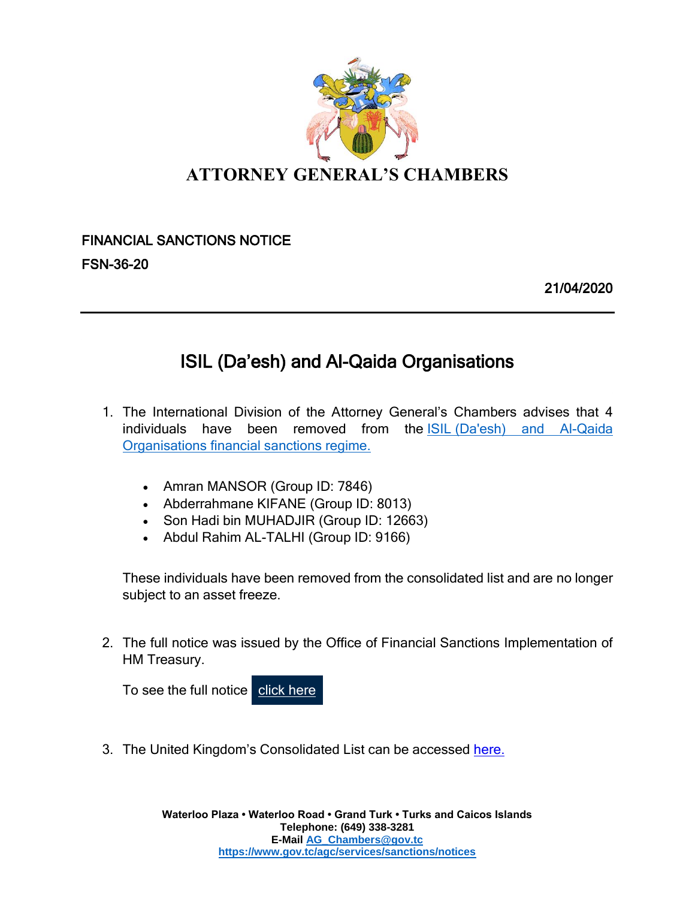# ATTORNEY GENERAL'S CHAMBERS

FINANCIAL SANCTIONS NOTICE

FSN-36-20

21/04/2020

## ISIL (Da'esh) and Al-Qaida Organisations

1. The International Division of the Attorney General's Chambers advises that 4 individuals have been removed from the ISIL (Da'esh) and Al-Qaida Organisations financial sanctions regime.

   - Amran MANSOR (Group ID: 7846)
   - Abderrahmane KIFANE (Group ID: 8013)
   - Son Hadi bin MUHADJIR (Group ID: 12663)
   - Abdul Rahim AL-TALHI (Group ID: 9166)

   These individuals have been removed from the consolidated list and are no longer subject to an asset freeze.

2. The full notice was issued by the Office of Financial Sanctions Implementation of HM Treasury.

   To see the full notice click here

3. The United Kingdom's Consolidated List can be accessed here.

**Waterloo Plaza • Waterloo Road • Grand Turk • Turks and Caicos Islands**
**Telephone: (649) 338-3281**
**E-Mail AG_Chambers@gov.tc**
**https://www.gov.tc/agc/services/sanctions/notices**